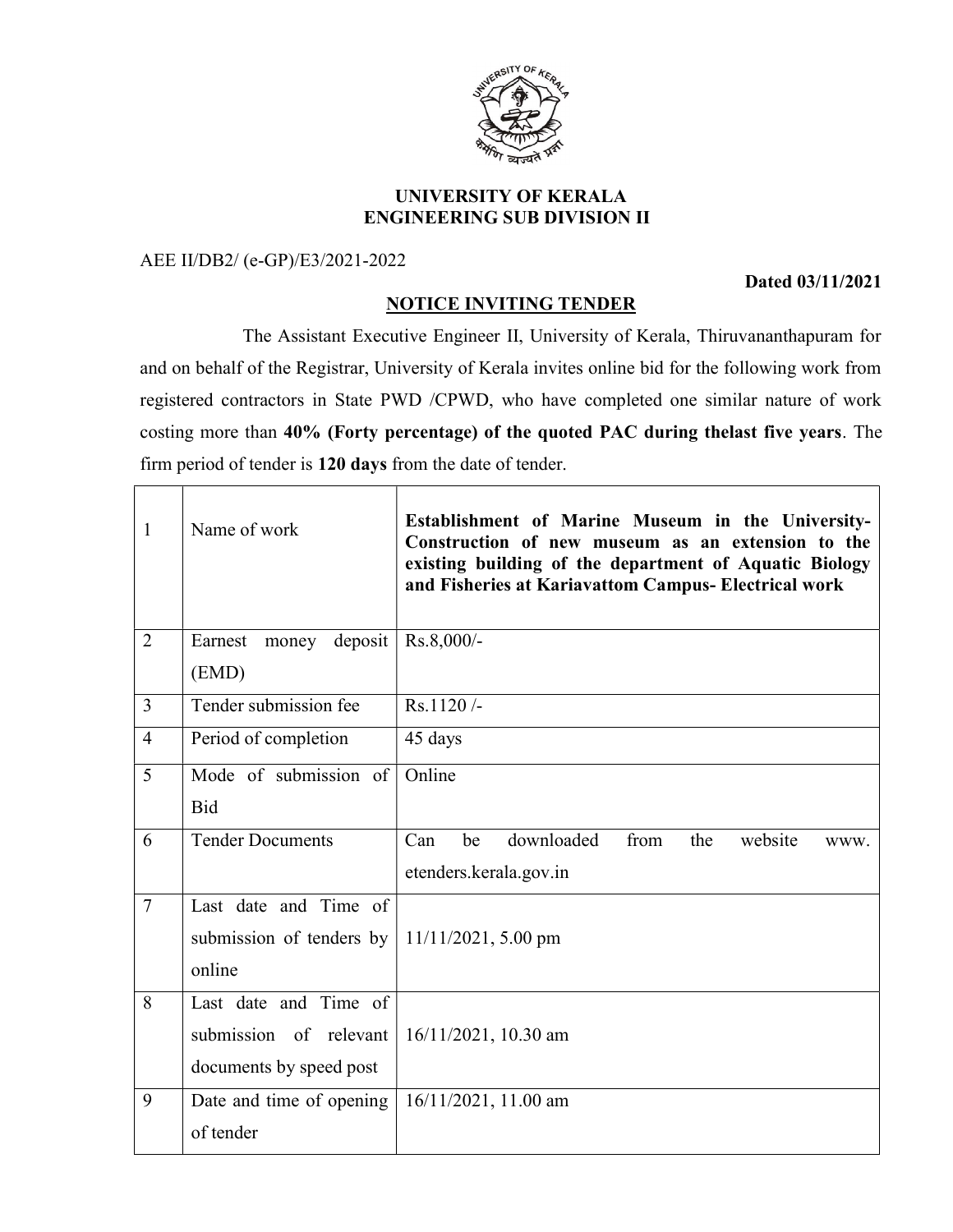**UNIVERSITY OF KERALA**
**ENGINEERING SUB DIVISION II**

AEE II/DB2/ (e-GP)/E3/2021-2022

**Dated 03/11/2021**

## NOTICE INVITING TENDER

The Assistant Executive Engineer II, University of Kerala, Thiruvananthapuram for and on behalf of the Registrar, University of Kerala invites online bid for the following work from registered contractors in State PWD /CPWD, who have completed one similar nature of work costing more than **40% (Forty percentage) of the quoted PAC during thelast five years**. The firm period of tender is **120 days** from the date of tender.

| | | |
|---|---|---|
| 1 | Name of work | **Establishment of Marine Museum in the University- Construction of new museum as an extension to the existing building of the department of Aquatic Biology and Fisheries at Kariavattom Campus- Electrical work** |
| 2 | Earnest money deposit (EMD) | Rs.8,000/- |
| 3 | Tender submission fee | Rs.1120 /- |
| 4 | Period of completion | 45 days |
| 5 | Mode of submission of Bid | Online |
| 6 | Tender Documents | Can be downloaded from the website www. etenders.kerala.gov.in |
| 7 | Last date and Time of submission of tenders by online | 11/11/2021, 5.00 pm |
| 8 | Last date and Time of submission of relevant documents by speed post | 16/11/2021, 10.30 am |
| 9 | Date and time of opening of tender | 16/11/2021, 11.00 am |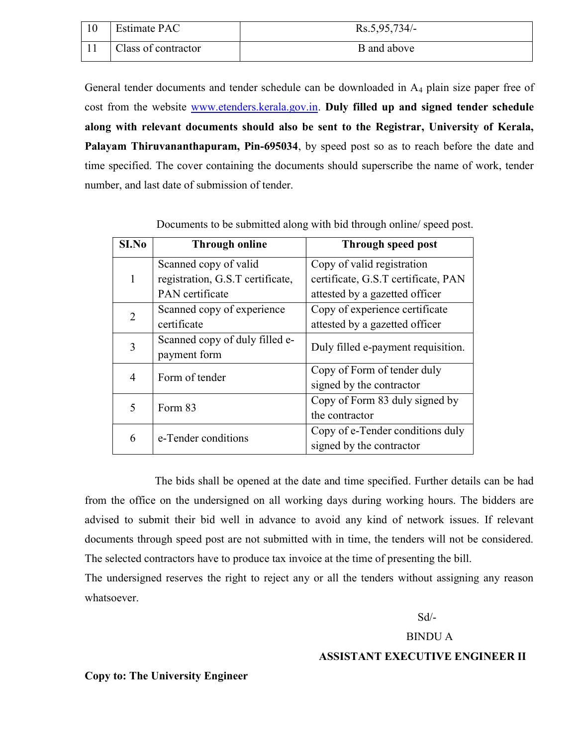| | | |
|---|---|---|
| 10 | Estimate PAC | Rs.5,95,734/- |
| 11 | Class of contractor | B and above |

General tender documents and tender schedule can be downloaded in $A_4$ plain size paper free of cost from the website [www.etenders.kerala.gov.in](http://www.etenders.kerala.gov.in). **Duly filled up and signed tender schedule along with relevant documents should also be sent to the Registrar, University of Kerala, Palayam Thiruvananthapuram, Pin-695034**, by speed post so as to reach before the date and time specified. The cover containing the documents should superscribe the name of work, tender number, and last date of submission of tender.

Documents to be submitted along with bid through online/ speed post.

| Sl.No | Through online | Through speed post |
|---|---|---|
| 1 | Scanned copy of valid registration, G.S.T certificate, PAN certificate | Copy of valid registration certificate, G.S.T certificate, PAN attested by a gazetted officer |
| 2 | Scanned copy of experience certificate | Copy of experience certificate attested by a gazetted officer |
| 3 | Scanned copy of duly filled e-payment form | Duly filled e-payment requisition. |
| 4 | Form of tender | Copy of Form of tender duly signed by the contractor |
| 5 | Form 83 | Copy of Form 83 duly signed by the contractor |
| 6 | e-Tender conditions | Copy of e-Tender conditions duly signed by the contractor |

The bids shall be opened at the date and time specified. Further details can be had from the office on the undersigned on all working days during working hours. The bidders are advised to submit their bid well in advance to avoid any kind of network issues. If relevant documents through speed post are not submitted with in time, the tenders will not be considered. The selected contractors have to produce tax invoice at the time of presenting the bill.

The undersigned reserves the right to reject any or all the tenders without assigning any reason whatsoever.

Sd/-

BINDU A

**ASSISTANT EXECUTIVE ENGINEER II**

**Copy to: The University Engineer**